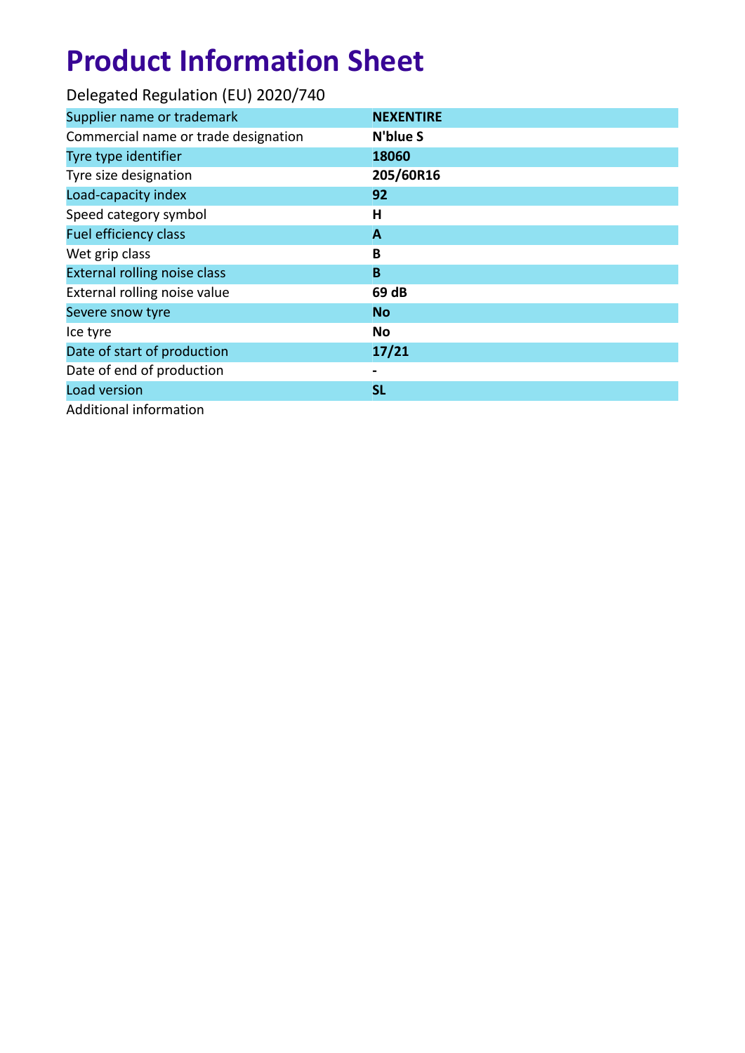# Product Information Sheet

Delegated Regulation (EU) 2020/740

| Supplier name or trademark | **NEXENTIRE** |
|---|---|
| Commercial name or trade designation | **N'blue S** |
| Tyre type identifier | **18060** |
| Tyre size designation | **205/60R16** |
| Load-capacity index | **92** |
| Speed category symbol | **H** |
| Fuel efficiency class | **A** |
| Wet grip class | **B** |
| External rolling noise class | **B** |
| External rolling noise value | **69 dB** |
| Severe snow tyre | **No** |
| Ice tyre | **No** |
| Date of start of production | **17/21** |
| Date of end of production | **-** |
| Load version | **SL** |
| Additional information | |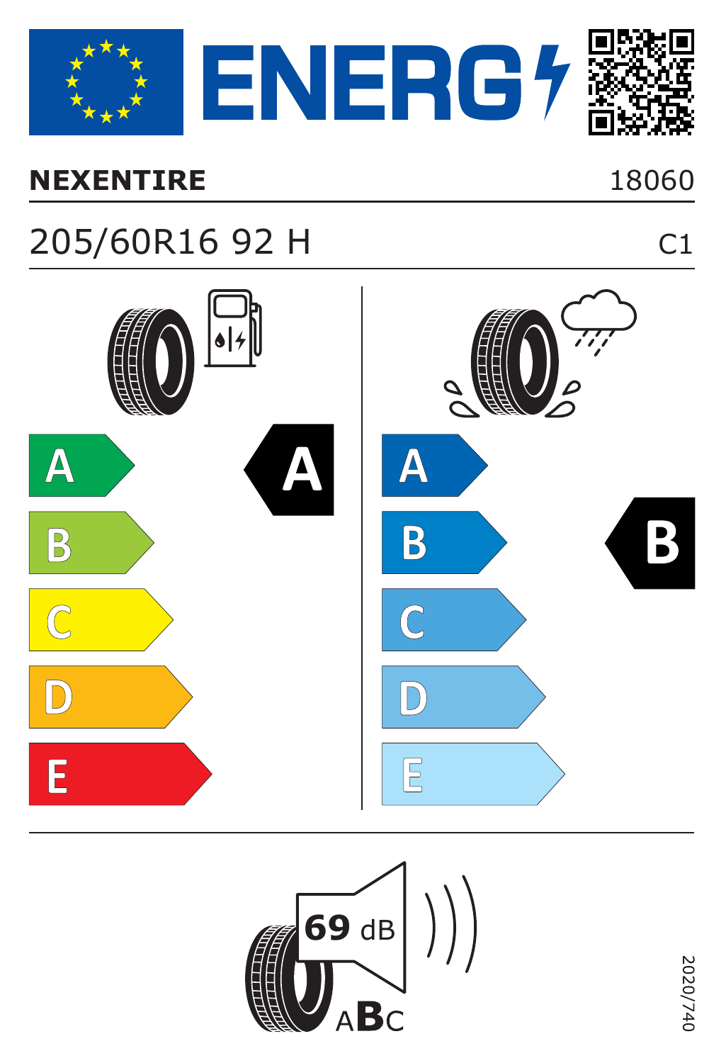# ENERG

**NEXENTIRE** 18060

205/60R16 92 H C1

| Fuel efficiency | Wet grip |
|---|---|
| A ← **A** | A |
| B | B ← **B** |
| C | C |
| D | D |
| E | E |

**69** dB

A**B**C

2020/740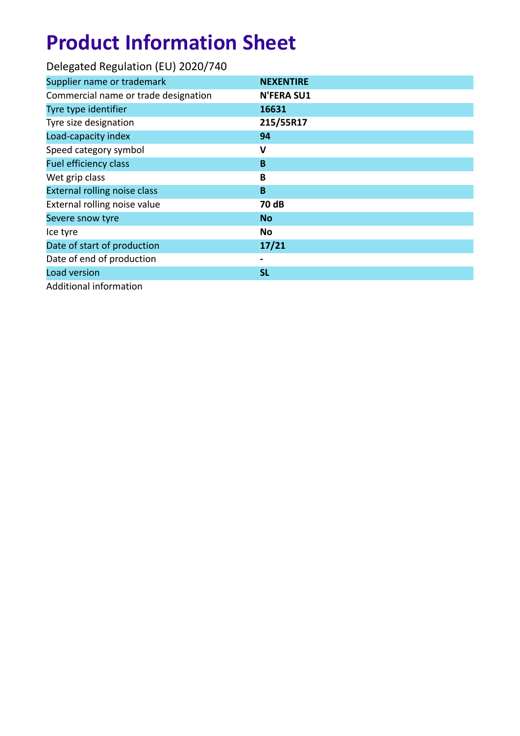# Product Information Sheet

Delegated Regulation (EU) 2020/740

| | |
|---|---|
| Supplier name or trademark | **NEXENTIRE** |
| Commercial name or trade designation | **N'FERA SU1** |
| Tyre type identifier | **16631** |
| Tyre size designation | **215/55R17** |
| Load-capacity index | **94** |
| Speed category symbol | **V** |
| Fuel efficiency class | **B** |
| Wet grip class | **B** |
| External rolling noise class | **B** |
| External rolling noise value | **70 dB** |
| Severe snow tyre | **No** |
| Ice tyre | **No** |
| Date of start of production | **17/21** |
| Date of end of production | **-** |
| Load version | **SL** |
| Additional information | |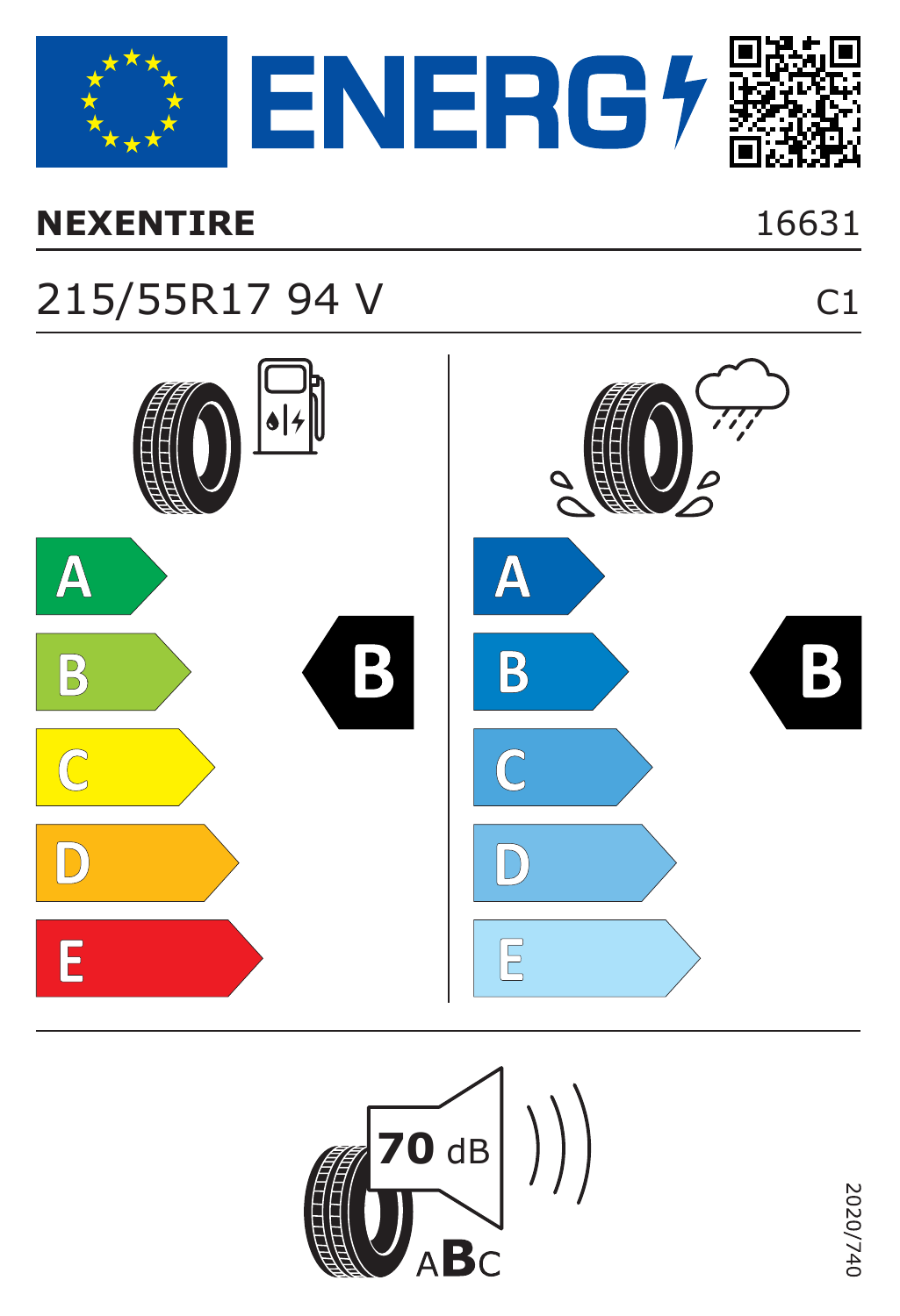# ENERG

**NEXENTIRE** 16631

215/55R17 94 V C1

| Fuel efficiency | Wet grip |
|---|---|
| A | A |
| B ◀ **B** | B ◀ **B** |
| C | C |
| D | D |
| E | E |

**70** dB

A**B**C

2020/740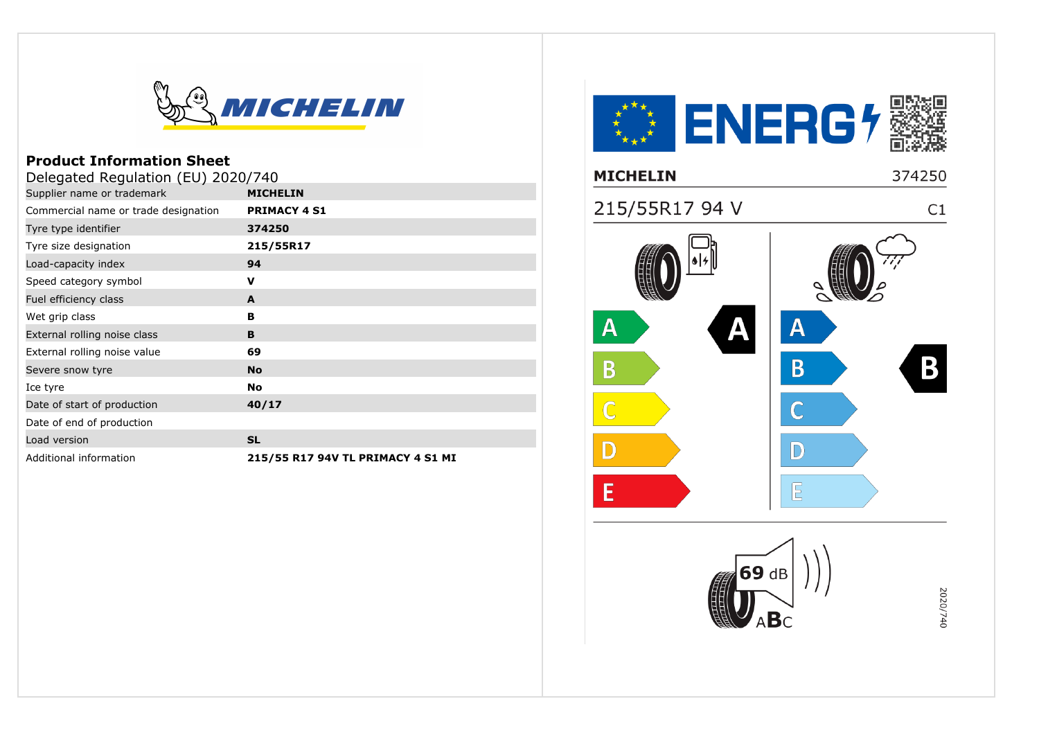MICHELIN

## Product Information Sheet

Delegated Regulation (EU) 2020/740

| | |
|---|---|
| Supplier name or trademark | **MICHELIN** |
| Commercial name or trade designation | **PRIMACY 4 S1** |
| Tyre type identifier | **374250** |
| Tyre size designation | **215/55R17** |
| Load-capacity index | **94** |
| Speed category symbol | **V** |
| Fuel efficiency class | **A** |
| Wet grip class | **B** |
| External rolling noise class | **B** |
| External rolling noise value | **69** |
| Severe snow tyre | **No** |
| Ice tyre | **No** |
| Date of start of production | **40/17** |
| Date of end of production | |
| Load version | **SL** |
| Additional information | **215/55 R17 94V TL PRIMACY 4 S1 MI** |

ENERG

**MICHELIN** 374250

215/55R17 94 V C1

A B C D E

A

A B C D E

B

69 dB

ABC

2020/740